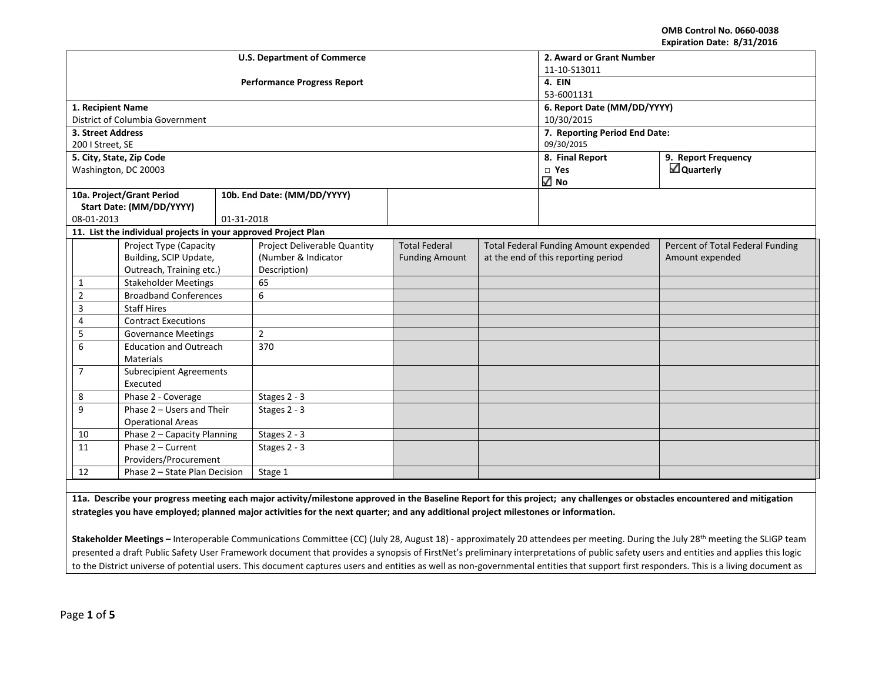OMB Control No. 0660-0038
Expiration Date: 8/31/2016

| U.S. Department of Commerce<br><br>Performance Progress Report | 2. Award or Grant Number<br>11-10-S13011 | |
|---|---|---|
| | 4. EIN<br>53-6001131 | |
| 1. Recipient Name<br>District of Columbia Government | 6. Report Date (MM/DD/YYYY)<br>10/30/2015 | |
| 3. Street Address<br>200 I Street, SE | 7. Reporting Period End Date:<br>09/30/2015 | |
| 5. City, State, Zip Code<br>Washington, DC 20003 | 8. Final Report<br>□ Yes<br>☑ No | 9. Report Frequency<br>☑ Quarterly |

| 10a. Project/Grant Period Start Date: (MM/DD/YYYY) | 10b. End Date: (MM/DD/YYYY) |
|---|---|
| 08-01-2013 | 01-31-2018 |

**11. List the individual projects in your approved Project Plan**

| | Project Type (Capacity Building, SCIP Update, Outreach, Training etc.) | Project Deliverable Quantity (Number & Indicator Description) | Total Federal Funding Amount | Total Federal Funding Amount expended at the end of this reporting period | Percent of Total Federal Funding Amount expended |
|---|---|---|---|---|---|
| 1 | Stakeholder Meetings | 65 | | | |
| 2 | Broadband Conferences | 6 | | | |
| 3 | Staff Hires | | | | |
| 4 | Contract Executions | | | | |
| 5 | Governance Meetings | 2 | | | |
| 6 | Education and Outreach Materials | 370 | | | |
| 7 | Subrecipient Agreements Executed | | | | |
| 8 | Phase 2 - Coverage | Stages 2 - 3 | | | |
| 9 | Phase 2 – Users and Their Operational Areas | Stages 2 - 3 | | | |
| 10 | Phase 2 – Capacity Planning | Stages 2 - 3 | | | |
| 11 | Phase 2 – Current Providers/Procurement | Stages 2 - 3 | | | |
| 12 | Phase 2 – State Plan Decision | Stage 1 | | | |

**11a. Describe your progress meeting each major activity/milestone approved in the Baseline Report for this project; any challenges or obstacles encountered and mitigation strategies you have employed; planned major activities for the next quarter; and any additional project milestones or information.**

**Stakeholder Meetings –** Interoperable Communications Committee (CC) (July 28, August 18) - approximately 20 attendees per meeting. During the July 28th meeting the SLIGP team presented a draft Public Safety User Framework document that provides a synopsis of FirstNet's preliminary interpretations of public safety users and entities and applies this logic to the District universe of potential users. This document captures users and entities as well as non-governmental entities that support first responders. This is a living document as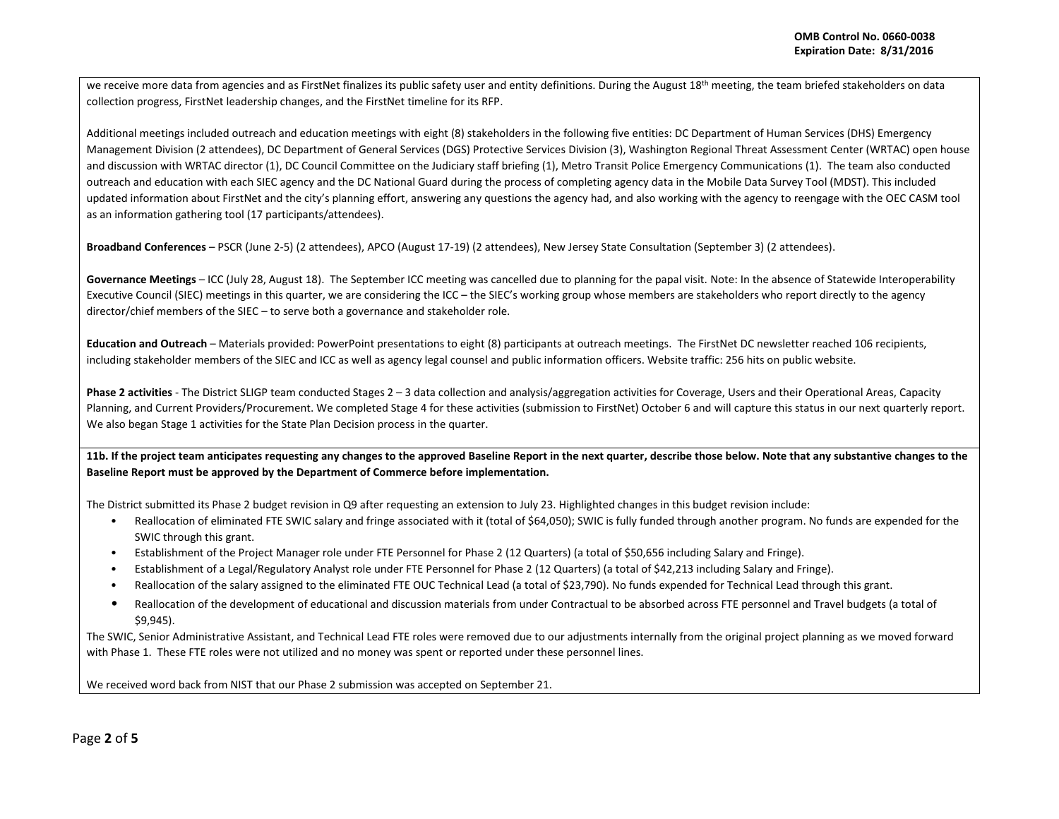we receive more data from agencies and as FirstNet finalizes its public safety user and entity definitions. During the August 18th meeting, the team briefed stakeholders on data collection progress, FirstNet leadership changes, and the FirstNet timeline for its RFP.

Additional meetings included outreach and education meetings with eight (8) stakeholders in the following five entities: DC Department of Human Services (DHS) Emergency Management Division (2 attendees), DC Department of General Services (DGS) Protective Services Division (3), Washington Regional Threat Assessment Center (WRTAC) open house and discussion with WRTAC director (1), DC Council Committee on the Judiciary staff briefing (1), Metro Transit Police Emergency Communications (1). The team also conducted outreach and education with each SIEC agency and the DC National Guard during the process of completing agency data in the Mobile Data Survey Tool (MDST). This included updated information about FirstNet and the city's planning effort, answering any questions the agency had, and also working with the agency to reengage with the OEC CASM tool as an information gathering tool (17 participants/attendees).

**Broadband Conferences** – PSCR (June 2-5) (2 attendees), APCO (August 17-19) (2 attendees), New Jersey State Consultation (September 3) (2 attendees).

**Governance Meetings** – ICC (July 28, August 18). The September ICC meeting was cancelled due to planning for the papal visit. Note: In the absence of Statewide Interoperability Executive Council (SIEC) meetings in this quarter, we are considering the ICC – the SIEC's working group whose members are stakeholders who report directly to the agency director/chief members of the SIEC – to serve both a governance and stakeholder role.

**Education and Outreach** – Materials provided: PowerPoint presentations to eight (8) participants at outreach meetings. The FirstNet DC newsletter reached 106 recipients, including stakeholder members of the SIEC and ICC as well as agency legal counsel and public information officers. Website traffic: 256 hits on public website.

**Phase 2 activities** - The District SLIGP team conducted Stages 2 – 3 data collection and analysis/aggregation activities for Coverage, Users and their Operational Areas, Capacity Planning, and Current Providers/Procurement. We completed Stage 4 for these activities (submission to FirstNet) October 6 and will capture this status in our next quarterly report. We also began Stage 1 activities for the State Plan Decision process in the quarter.

**11b. If the project team anticipates requesting any changes to the approved Baseline Report in the next quarter, describe those below. Note that any substantive changes to the Baseline Report must be approved by the Department of Commerce before implementation.**

The District submitted its Phase 2 budget revision in Q9 after requesting an extension to July 23. Highlighted changes in this budget revision include:

- Reallocation of eliminated FTE SWIC salary and fringe associated with it (total of $64,050); SWIC is fully funded through another program. No funds are expended for the SWIC through this grant.
- Establishment of the Project Manager role under FTE Personnel for Phase 2 (12 Quarters) (a total of $50,656 including Salary and Fringe).
- Establishment of a Legal/Regulatory Analyst role under FTE Personnel for Phase 2 (12 Quarters) (a total of $42,213 including Salary and Fringe).
- Reallocation of the salary assigned to the eliminated FTE OUC Technical Lead (a total of $23,790). No funds expended for Technical Lead through this grant.
- Reallocation of the development of educational and discussion materials from under Contractual to be absorbed across FTE personnel and Travel budgets (a total of $9,945).

The SWIC, Senior Administrative Assistant, and Technical Lead FTE roles were removed due to our adjustments internally from the original project planning as we moved forward with Phase 1. These FTE roles were not utilized and no money was spent or reported under these personnel lines.

We received word back from NIST that our Phase 2 submission was accepted on September 21.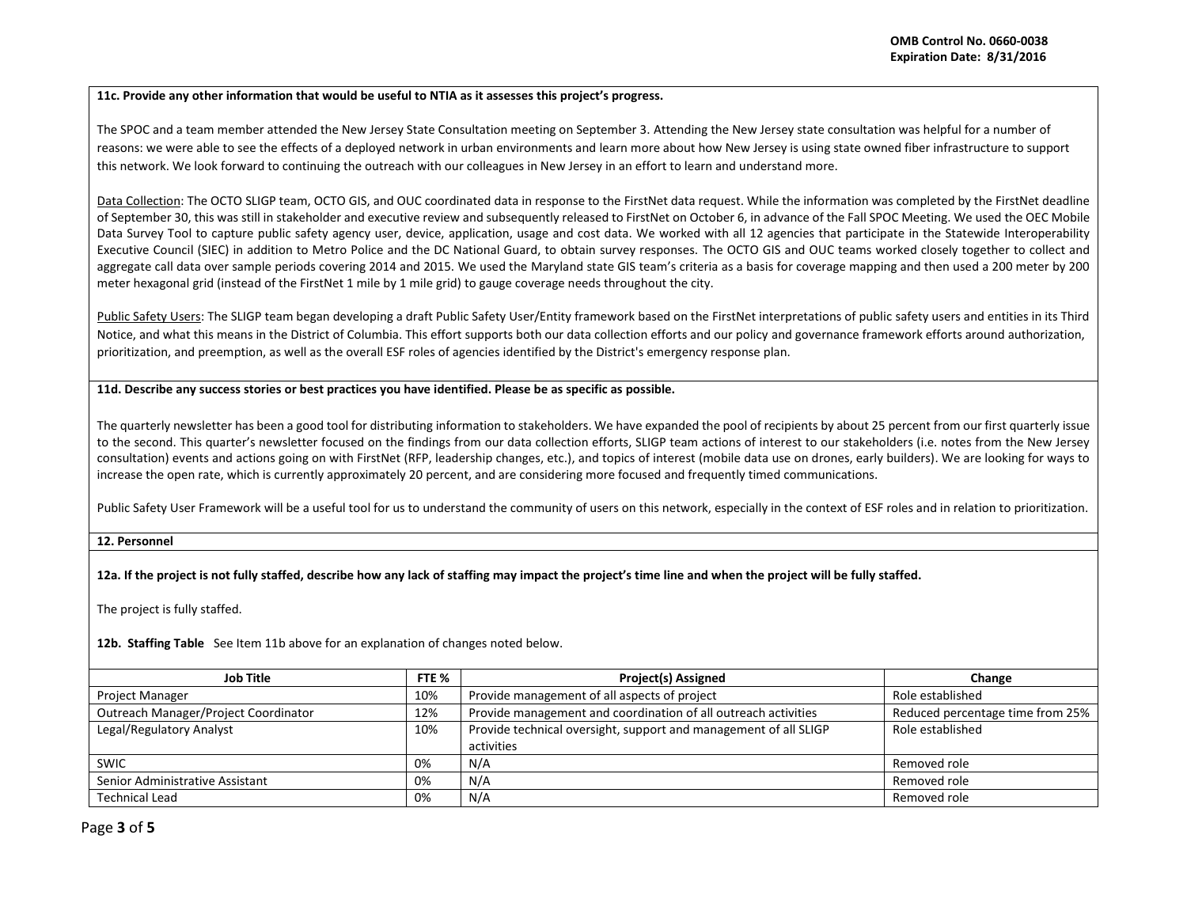**11c. Provide any other information that would be useful to NTIA as it assesses this project's progress.**

The SPOC and a team member attended the New Jersey State Consultation meeting on September 3. Attending the New Jersey state consultation was helpful for a number of reasons: we were able to see the effects of a deployed network in urban environments and learn more about how New Jersey is using state owned fiber infrastructure to support this network. We look forward to continuing the outreach with our colleagues in New Jersey in an effort to learn and understand more.

Data Collection: The OCTO SLIGP team, OCTO GIS, and OUC coordinated data in response to the FirstNet data request. While the information was completed by the FirstNet deadline of September 30, this was still in stakeholder and executive review and subsequently released to FirstNet on October 6, in advance of the Fall SPOC Meeting. We used the OEC Mobile Data Survey Tool to capture public safety agency user, device, application, usage and cost data. We worked with all 12 agencies that participate in the Statewide Interoperability Executive Council (SIEC) in addition to Metro Police and the DC National Guard, to obtain survey responses. The OCTO GIS and OUC teams worked closely together to collect and aggregate call data over sample periods covering 2014 and 2015. We used the Maryland state GIS team's criteria as a basis for coverage mapping and then used a 200 meter by 200 meter hexagonal grid (instead of the FirstNet 1 mile by 1 mile grid) to gauge coverage needs throughout the city.

Public Safety Users: The SLIGP team began developing a draft Public Safety User/Entity framework based on the FirstNet interpretations of public safety users and entities in its Third Notice, and what this means in the District of Columbia. This effort supports both our data collection efforts and our policy and governance framework efforts around authorization, prioritization, and preemption, as well as the overall ESF roles of agencies identified by the District's emergency response plan.

**11d. Describe any success stories or best practices you have identified. Please be as specific as possible.**

The quarterly newsletter has been a good tool for distributing information to stakeholders. We have expanded the pool of recipients by about 25 percent from our first quarterly issue to the second. This quarter's newsletter focused on the findings from our data collection efforts, SLIGP team actions of interest to our stakeholders (i.e. notes from the New Jersey consultation) events and actions going on with FirstNet (RFP, leadership changes, etc.), and topics of interest (mobile data use on drones, early builders). We are looking for ways to increase the open rate, which is currently approximately 20 percent, and are considering more focused and frequently timed communications.

Public Safety User Framework will be a useful tool for us to understand the community of users on this network, especially in the context of ESF roles and in relation to prioritization.

**12. Personnel**

**12a. If the project is not fully staffed, describe how any lack of staffing may impact the project's time line and when the project will be fully staffed.**

The project is fully staffed.

**12b. Staffing Table** See Item 11b above for an explanation of changes noted below.

| Job Title | FTE % | Project(s) Assigned | Change |
|---|---|---|---|
| Project Manager | 10% | Provide management of all aspects of project | Role established |
| Outreach Manager/Project Coordinator | 12% | Provide management and coordination of all outreach activities | Reduced percentage time from 25% |
| Legal/Regulatory Analyst | 10% | Provide technical oversight, support and management of all SLIGP activities | Role established |
| SWIC | 0% | N/A | Removed role |
| Senior Administrative Assistant | 0% | N/A | Removed role |
| Technical Lead | 0% | N/A | Removed role |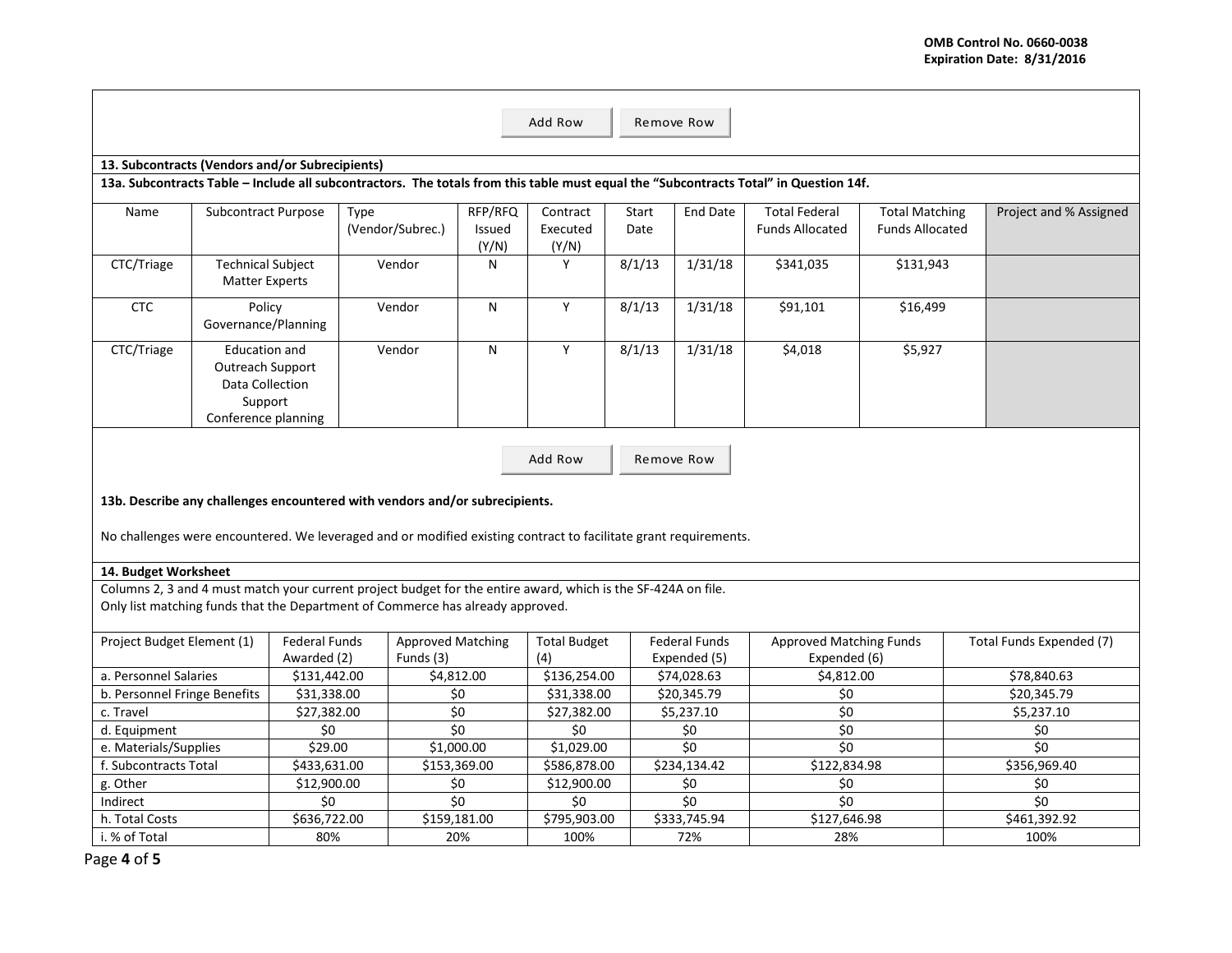Add Row | Remove Row

### 13. Subcontracts (Vendors and/or Subrecipients)

**13a. Subcontracts Table – Include all subcontractors. The totals from this table must equal the "Subcontracts Total" in Question 14f.**

| Name | Subcontract Purpose | Type (Vendor/Subrec.) | RFP/RFQ Issued (Y/N) | Contract Executed (Y/N) | Start Date | End Date | Total Federal Funds Allocated | Total Matching Funds Allocated | Project and % Assigned |
|---|---|---|---|---|---|---|---|---|---|
| CTC/Triage | Technical Subject Matter Experts | Vendor | N | Y | 8/1/13 | 1/31/18 | $341,035 | $131,943 | |
| CTC | Policy Governance/Planning | Vendor | N | Y | 8/1/13 | 1/31/18 | $91,101 | $16,499 | |
| CTC/Triage | Education and Outreach Support Data Collection Support Conference planning | Vendor | N | Y | 8/1/13 | 1/31/18 | $4,018 | $5,927 | |

Add Row | Remove Row

**13b. Describe any challenges encountered with vendors and/or subrecipients.**

No challenges were encountered. We leveraged and or modified existing contract to facilitate grant requirements.

### 14. Budget Worksheet

Columns 2, 3 and 4 must match your current project budget for the entire award, which is the SF-424A on file.
Only list matching funds that the Department of Commerce has already approved.

| Project Budget Element (1) | Federal Funds Awarded (2) | Approved Matching Funds (3) | Total Budget (4) | Federal Funds Expended (5) | Approved Matching Funds Expended (6) | Total Funds Expended (7) |
|---|---|---|---|---|---|---|
| a. Personnel Salaries | $131,442.00 | $4,812.00 | $136,254.00 | $74,028.63 | $4,812.00 | $78,840.63 |
| b. Personnel Fringe Benefits | $31,338.00 | $0 | $31,338.00 | $20,345.79 | $0 | $20,345.79 |
| c. Travel | $27,382.00 | $0 | $27,382.00 | $5,237.10 | $0 | $5,237.10 |
| d. Equipment | $0 | $0 | $0 | $0 | $0 | $0 |
| e. Materials/Supplies | $29.00 | $1,000.00 | $1,029.00 | $0 | $0 | $0 |
| f. Subcontracts Total | $433,631.00 | $153,369.00 | $586,878.00 | $234,134.42 | $122,834.98 | $356,969.40 |
| g. Other | $12,900.00 | $0 | $12,900.00 | $0 | $0 | $0 |
| Indirect | $0 | $0 | $0 | $0 | $0 | $0 |
| h. Total Costs | $636,722.00 | $159,181.00 | $795,903.00 | $333,745.94 | $127,646.98 | $461,392.92 |
| i. % of Total | 80% | 20% | 100% | 72% | 28% | 100% |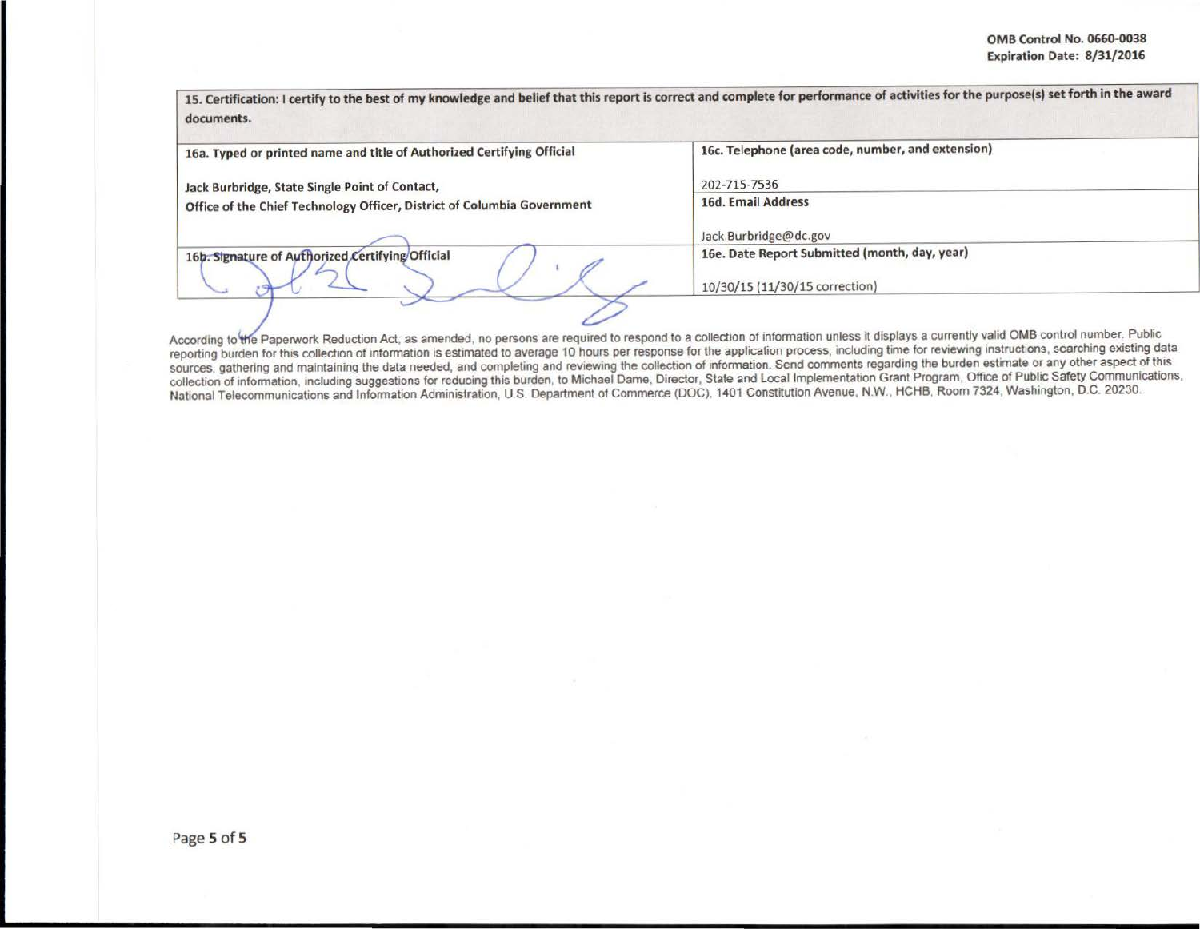OMB Control No. 0660-0038
Expiration Date: 8/31/2016

| | |
|---|---|
| **15. Certification: I certify to the best of my knowledge and belief that this report is correct and complete for performance of activities for the purpose(s) set forth in the award documents.** | |
| **16a. Typed or printed name and title of Authorized Certifying Official**<br><br>**Jack Burbridge, State Single Point of Contact,**<br>**Office of the Chief Technology Officer, District of Columbia Government** | **16c. Telephone (area code, number, and extension)**<br><br>202-715-7536 |
| | **16d. Email Address**<br><br>Jack.Burbridge@dc.gov |
| **16b. Signature of Authorized Certifying Official** | **16e. Date Report Submitted (month, day, year)**<br><br>10/30/15 (11/30/15 correction) |

According to the Paperwork Reduction Act, as amended, no persons are required to respond to a collection of information unless it displays a currently valid OMB control number. Public reporting burden for this collection of information is estimated to average 10 hours per response for the application process, including time for reviewing instructions, searching existing data sources, gathering and maintaining the data needed, and completing and reviewing the collection of information. Send comments regarding the burden estimate or any other aspect of this collection of information, including suggestions for reducing this burden, to Michael Dame, Director, State and Local Implementation Grant Program, Office of Public Safety Communications, National Telecommunications and Information Administration, U.S. Department of Commerce (DOC), 1401 Constitution Avenue, N.W., HCHB, Room 7324, Washington, D.C. 20230.